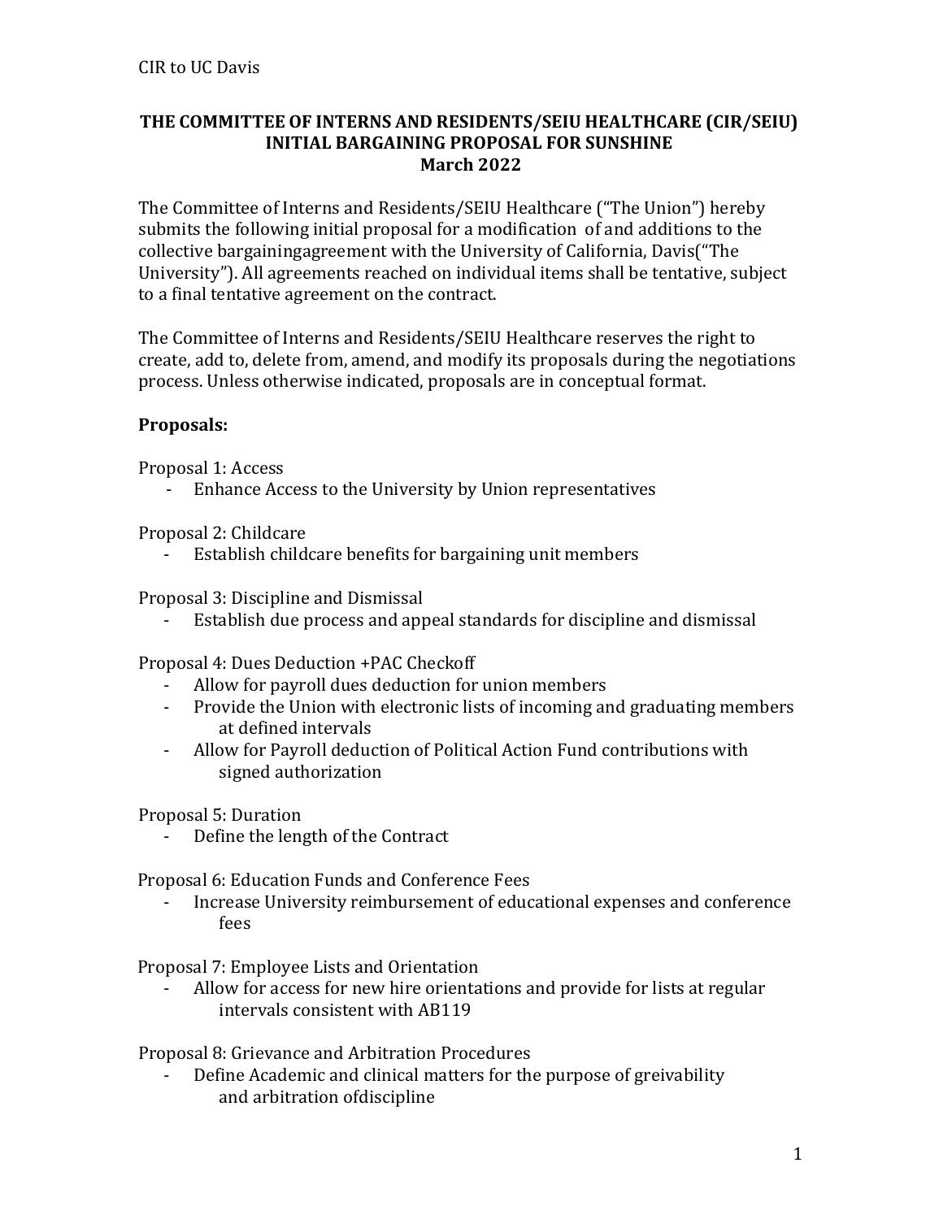CIR to UC Davis

**THE COMMITTEE OF INTERNS AND RESIDENTS/SEIU HEALTHCARE (CIR/SEIU) INITIAL BARGAINING PROPOSAL FOR SUNSHINE March 2022**

The Committee of Interns and Residents/SEIU Healthcare ("The Union") hereby submits the following initial proposal for a modification of and additions to the collective bargainingagreement with the University of California, Davis("The University"). All agreements reached on individual items shall be tentative, subject to a final tentative agreement on the contract.

The Committee of Interns and Residents/SEIU Healthcare reserves the right to create, add to, delete from, amend, and modify its proposals during the negotiations process. Unless otherwise indicated, proposals are in conceptual format.

**Proposals:**

Proposal 1: Access
- Enhance Access to the University by Union representatives

Proposal 2: Childcare
- Establish childcare benefits for bargaining unit members

Proposal 3: Discipline and Dismissal
- Establish due process and appeal standards for discipline and dismissal

Proposal 4: Dues Deduction +PAC Checkoff
- Allow for payroll dues deduction for union members
- Provide the Union with electronic lists of incoming and graduating members at defined intervals
- Allow for Payroll deduction of Political Action Fund contributions with signed authorization

Proposal 5: Duration
- Define the length of the Contract

Proposal 6: Education Funds and Conference Fees
- Increase University reimbursement of educational expenses and conference fees

Proposal 7: Employee Lists and Orientation
- Allow for access for new hire orientations and provide for lists at regular intervals consistent with AB119

Proposal 8: Grievance and Arbitration Procedures
- Define Academic and clinical matters for the purpose of greivability and arbitration ofdiscipline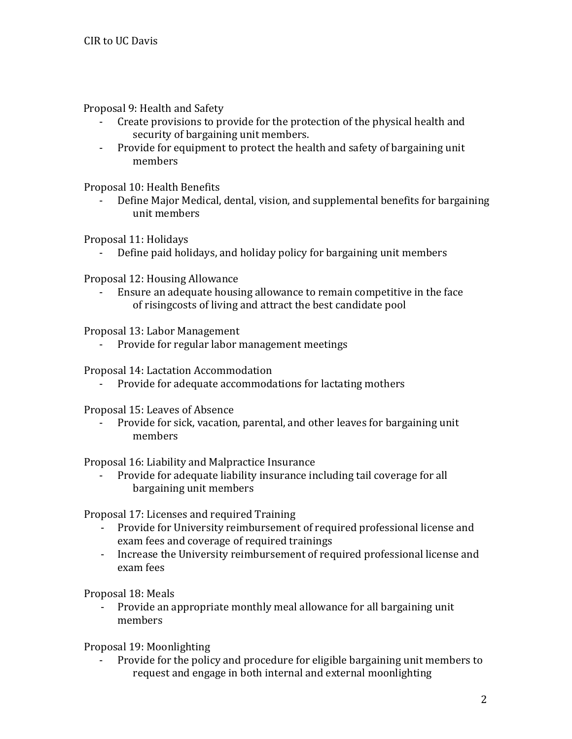Proposal 9: Health and Safety

- Create provisions to provide for the protection of the physical health and security of bargaining unit members.
- Provide for equipment to protect the health and safety of bargaining unit members

Proposal 10: Health Benefits

- Define Major Medical, dental, vision, and supplemental benefits for bargaining unit members

Proposal 11: Holidays

- Define paid holidays, and holiday policy for bargaining unit members

Proposal 12: Housing Allowance

- Ensure an adequate housing allowance to remain competitive in the face of risingcosts of living and attract the best candidate pool

Proposal 13: Labor Management

- Provide for regular labor management meetings

Proposal 14: Lactation Accommodation

- Provide for adequate accommodations for lactating mothers

Proposal 15: Leaves of Absence

- Provide for sick, vacation, parental, and other leaves for bargaining unit members

Proposal 16: Liability and Malpractice Insurance

- Provide for adequate liability insurance including tail coverage for all bargaining unit members

Proposal 17: Licenses and required Training

- Provide for University reimbursement of required professional license and exam fees and coverage of required trainings
- Increase the University reimbursement of required professional license and exam fees

Proposal 18: Meals

- Provide an appropriate monthly meal allowance for all bargaining unit members

Proposal 19: Moonlighting

- Provide for the policy and procedure for eligible bargaining unit members to request and engage in both internal and external moonlighting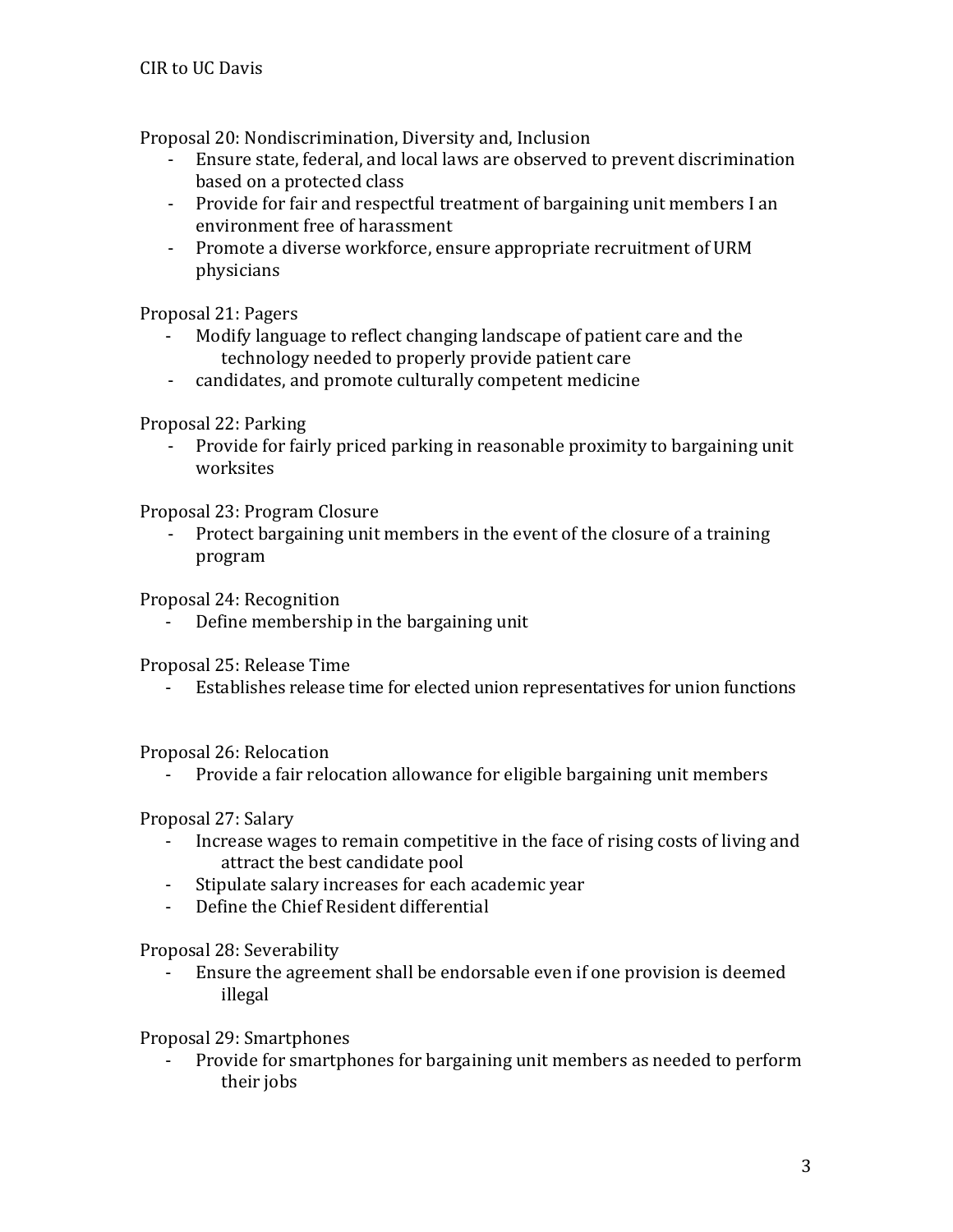Proposal 20: Nondiscrimination, Diversity and, Inclusion

- Ensure state, federal, and local laws are observed to prevent discrimination based on a protected class
- Provide for fair and respectful treatment of bargaining unit members I an environment free of harassment
- Promote a diverse workforce, ensure appropriate recruitment of URM physicians

Proposal 21: Pagers

- Modify language to reflect changing landscape of patient care and the technology needed to properly provide patient care
- candidates, and promote culturally competent medicine

Proposal 22: Parking

- Provide for fairly priced parking in reasonable proximity to bargaining unit worksites

Proposal 23: Program Closure

- Protect bargaining unit members in the event of the closure of a training program

Proposal 24: Recognition

- Define membership in the bargaining unit

Proposal 25: Release Time

- Establishes release time for elected union representatives for union functions

Proposal 26: Relocation

- Provide a fair relocation allowance for eligible bargaining unit members

Proposal 27: Salary

- Increase wages to remain competitive in the face of rising costs of living and attract the best candidate pool
- Stipulate salary increases for each academic year
- Define the Chief Resident differential

Proposal 28: Severability

- Ensure the agreement shall be endorsable even if one provision is deemed illegal

Proposal 29: Smartphones

- Provide for smartphones for bargaining unit members as needed to perform their jobs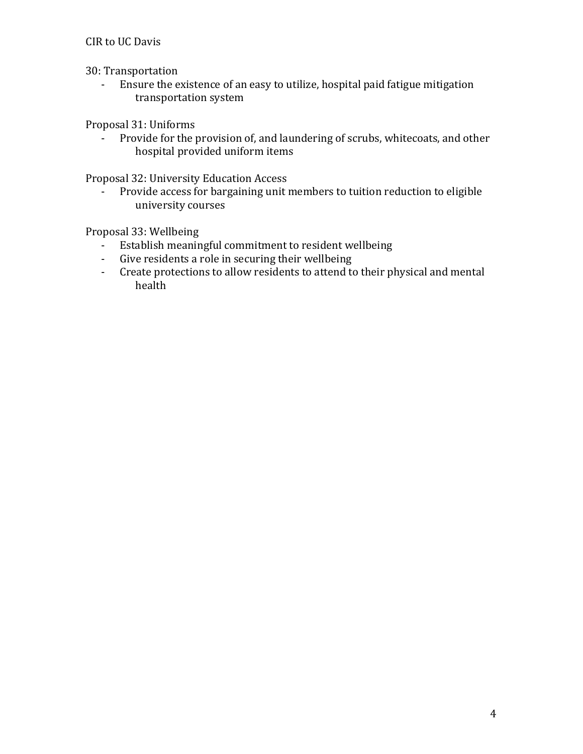30: Transportation

- Ensure the existence of an easy to utilize, hospital paid fatigue mitigation transportation system

Proposal 31: Uniforms

- Provide for the provision of, and laundering of scrubs, whitecoats, and other hospital provided uniform items

Proposal 32: University Education Access

- Provide access for bargaining unit members to tuition reduction to eligible university courses

Proposal 33: Wellbeing

- Establish meaningful commitment to resident wellbeing
- Give residents a role in securing their wellbeing
- Create protections to allow residents to attend to their physical and mental health